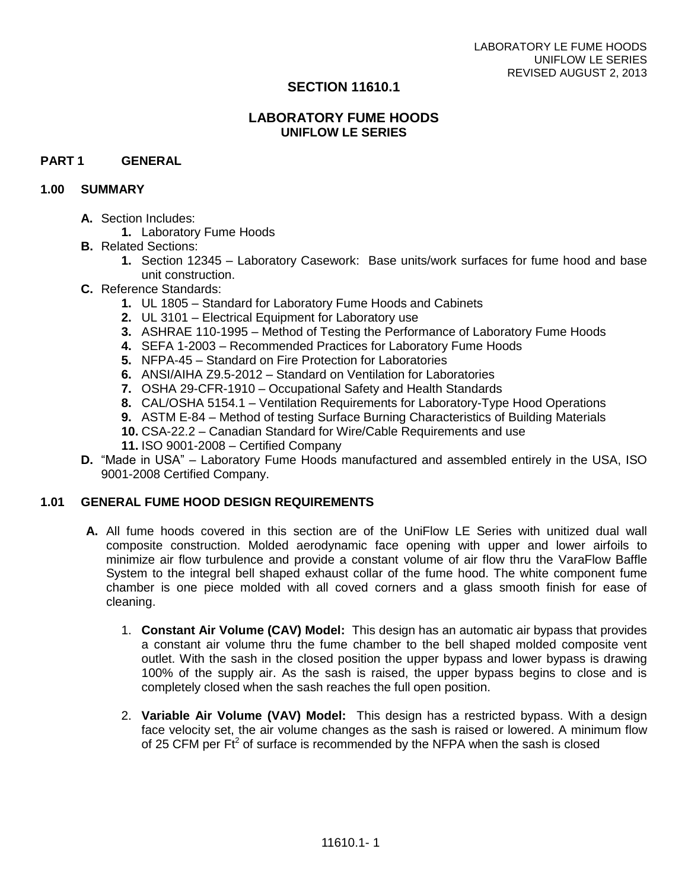# SECTION 11610.1

## LABORATORY FUME HOODS
### UNIFLOW LE SERIES

## PART 1 GENERAL

### 1.00 SUMMARY

- **A.** Section Includes:
  1. Laboratory Fume Hoods
- **B.** Related Sections:
  1. Section 12345 – Laboratory Casework: Base units/work surfaces for fume hood and base unit construction.
- **C.** Reference Standards:
  1. UL 1805 – Standard for Laboratory Fume Hoods and Cabinets
  2. UL 3101 – Electrical Equipment for Laboratory use
  3. ASHRAE 110-1995 – Method of Testing the Performance of Laboratory Fume Hoods
  4. SEFA 1-2003 – Recommended Practices for Laboratory Fume Hoods
  5. NFPA-45 – Standard on Fire Protection for Laboratories
  6. ANSI/AIHA Z9.5-2012 – Standard on Ventilation for Laboratories
  7. OSHA 29-CFR-1910 – Occupational Safety and Health Standards
  8. CAL/OSHA 5154.1 – Ventilation Requirements for Laboratory-Type Hood Operations
  9. ASTM E-84 – Method of testing Surface Burning Characteristics of Building Materials
  10. CSA-22.2 – Canadian Standard for Wire/Cable Requirements and use
  11. ISO 9001-2008 – Certified Company
- **D.** "Made in USA" – Laboratory Fume Hoods manufactured and assembled entirely in the USA, ISO 9001-2008 Certified Company.

### 1.01 GENERAL FUME HOOD DESIGN REQUIREMENTS

- **A.** All fume hoods covered in this section are of the UniFlow LE Series with unitized dual wall composite construction. Molded aerodynamic face opening with upper and lower airfoils to minimize air flow turbulence and provide a constant volume of air flow thru the VaraFlow Baffle System to the integral bell shaped exhaust collar of the fume hood. The white component fume chamber is one piece molded with all coved corners and a glass smooth finish for ease of cleaning.

  1. **Constant Air Volume (CAV) Model:** This design has an automatic air bypass that provides a constant air volume thru the fume chamber to the bell shaped molded composite vent outlet. With the sash in the closed position the upper bypass and lower bypass is drawing 100% of the supply air. As the sash is raised, the upper bypass begins to close and is completely closed when the sash reaches the full open position.

  2. **Variable Air Volume (VAV) Model:** This design has a restricted bypass. With a design face velocity set, the air volume changes as the sash is raised or lowered. A minimum flow of 25 CFM per $Ft^2$ of surface is recommended by the NFPA when the sash is closed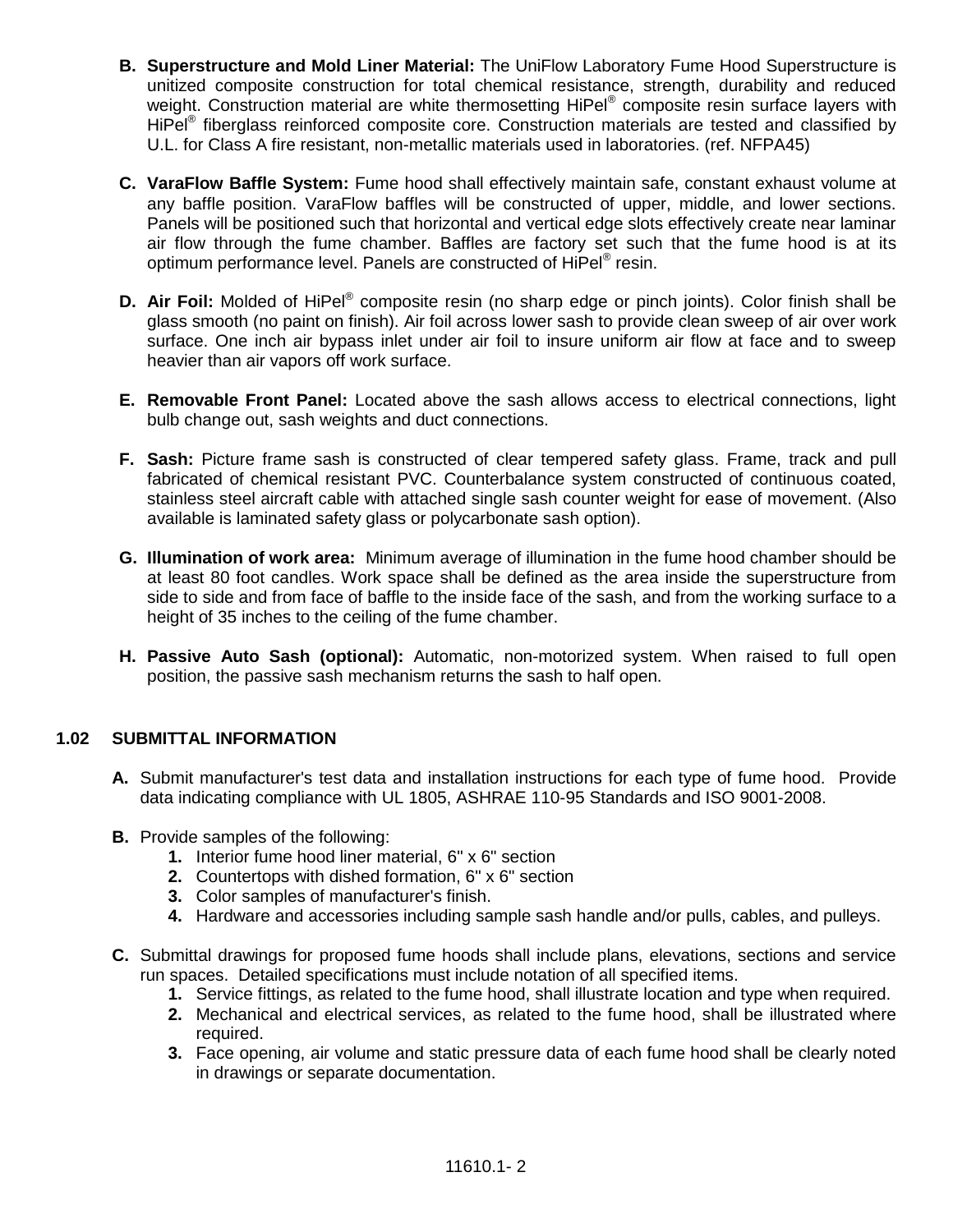**B. Superstructure and Mold Liner Material:** The UniFlow Laboratory Fume Hood Superstructure is unitized composite construction for total chemical resistance, strength, durability and reduced weight. Construction material are white thermosetting HiPel® composite resin surface layers with HiPel® fiberglass reinforced composite core. Construction materials are tested and classified by U.L. for Class A fire resistant, non-metallic materials used in laboratories. (ref. NFPA45)

**C. VaraFlow Baffle System:** Fume hood shall effectively maintain safe, constant exhaust volume at any baffle position. VaraFlow baffles will be constructed of upper, middle, and lower sections. Panels will be positioned such that horizontal and vertical edge slots effectively create near laminar air flow through the fume chamber. Baffles are factory set such that the fume hood is at its optimum performance level. Panels are constructed of HiPel® resin.

**D. Air Foil:** Molded of HiPel® composite resin (no sharp edge or pinch joints). Color finish shall be glass smooth (no paint on finish). Air foil across lower sash to provide clean sweep of air over work surface. One inch air bypass inlet under air foil to insure uniform air flow at face and to sweep heavier than air vapors off work surface.

**E. Removable Front Panel:** Located above the sash allows access to electrical connections, light bulb change out, sash weights and duct connections.

**F. Sash:** Picture frame sash is constructed of clear tempered safety glass. Frame, track and pull fabricated of chemical resistant PVC. Counterbalance system constructed of continuous coated, stainless steel aircraft cable with attached single sash counter weight for ease of movement. (Also available is laminated safety glass or polycarbonate sash option).

**G. Illumination of work area:** Minimum average of illumination in the fume hood chamber should be at least 80 foot candles. Work space shall be defined as the area inside the superstructure from side to side and from face of baffle to the inside face of the sash, and from the working surface to a height of 35 inches to the ceiling of the fume chamber.

**H. Passive Auto Sash (optional):** Automatic, non-motorized system. When raised to full open position, the passive sash mechanism returns the sash to half open.

## 1.02 SUBMITTAL INFORMATION

**A.** Submit manufacturer's test data and installation instructions for each type of fume hood. Provide data indicating compliance with UL 1805, ASHRAE 110-95 Standards and ISO 9001-2008.

**B.** Provide samples of the following:

1. Interior fume hood liner material, 6" x 6" section
2. Countertops with dished formation, 6" x 6" section
3. Color samples of manufacturer's finish.
4. Hardware and accessories including sample sash handle and/or pulls, cables, and pulleys.

**C.** Submittal drawings for proposed fume hoods shall include plans, elevations, sections and service run spaces. Detailed specifications must include notation of all specified items.

1. Service fittings, as related to the fume hood, shall illustrate location and type when required.
2. Mechanical and electrical services, as related to the fume hood, shall be illustrated where required.
3. Face opening, air volume and static pressure data of each fume hood shall be clearly noted in drawings or separate documentation.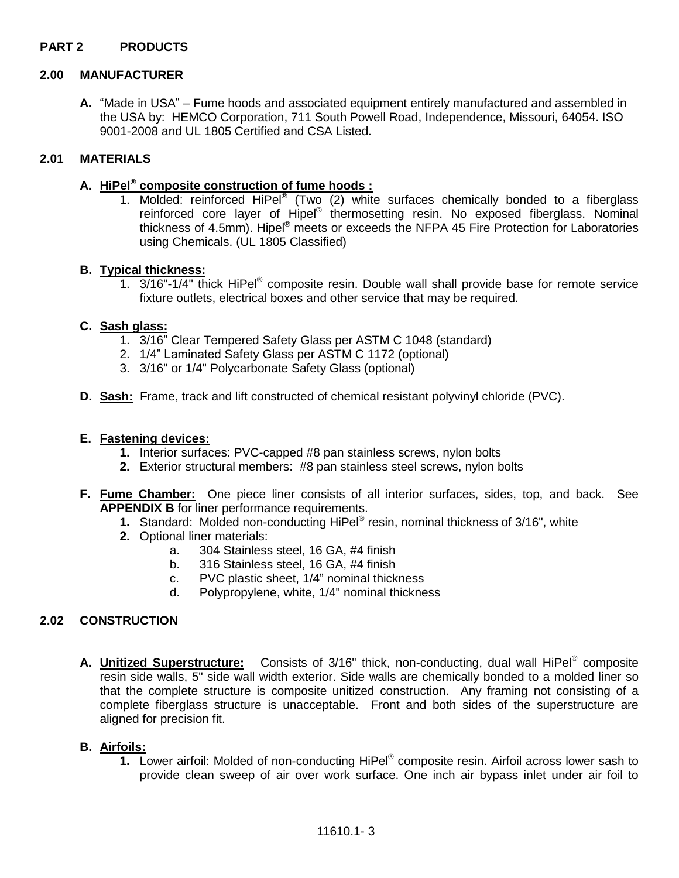## PART 2 PRODUCTS

### 2.00 MANUFACTURER

**A.** "Made in USA" – Fume hoods and associated equipment entirely manufactured and assembled in the USA by: HEMCO Corporation, 711 South Powell Road, Independence, Missouri, 64054. ISO 9001-2008 and UL 1805 Certified and CSA Listed.

### 2.01 MATERIALS

**A. HiPel® composite construction of fume hoods :**

1. Molded: reinforced HiPel® (Two (2) white surfaces chemically bonded to a fiberglass reinforced core layer of Hipel® thermosetting resin. No exposed fiberglass. Nominal thickness of 4.5mm). Hipel® meets or exceeds the NFPA 45 Fire Protection for Laboratories using Chemicals. (UL 1805 Classified)

**B. Typical thickness:**

1. 3/16"-1/4" thick HiPel® composite resin. Double wall shall provide base for remote service fixture outlets, electrical boxes and other service that may be required.

**C. Sash glass:**

1. 3/16" Clear Tempered Safety Glass per ASTM C 1048 (standard)
2. 1/4" Laminated Safety Glass per ASTM C 1172 (optional)
3. 3/16" or 1/4" Polycarbonate Safety Glass (optional)

**D. Sash:** Frame, track and lift constructed of chemical resistant polyvinyl chloride (PVC).

**E. Fastening devices:**

1. Interior surfaces: PVC-capped #8 pan stainless screws, nylon bolts
2. Exterior structural members: #8 pan stainless steel screws, nylon bolts

**F. Fume Chamber:** One piece liner consists of all interior surfaces, sides, top, and back. See **APPENDIX B** for liner performance requirements.

1. Standard: Molded non-conducting HiPel® resin, nominal thickness of 3/16", white
2. Optional liner materials:
   a. 304 Stainless steel, 16 GA, #4 finish
   b. 316 Stainless steel, 16 GA, #4 finish
   c. PVC plastic sheet, 1/4" nominal thickness
   d. Polypropylene, white, 1/4" nominal thickness

### 2.02 CONSTRUCTION

**A. Unitized Superstructure:** Consists of 3/16" thick, non-conducting, dual wall HiPel® composite resin side walls, 5" side wall width exterior. Side walls are chemically bonded to a molded liner so that the complete structure is composite unitized construction. Any framing not consisting of a complete fiberglass structure is unacceptable. Front and both sides of the superstructure are aligned for precision fit.

**B. Airfoils:**

1. Lower airfoil: Molded of non-conducting HiPel® composite resin. Airfoil across lower sash to provide clean sweep of air over work surface. One inch air bypass inlet under air foil to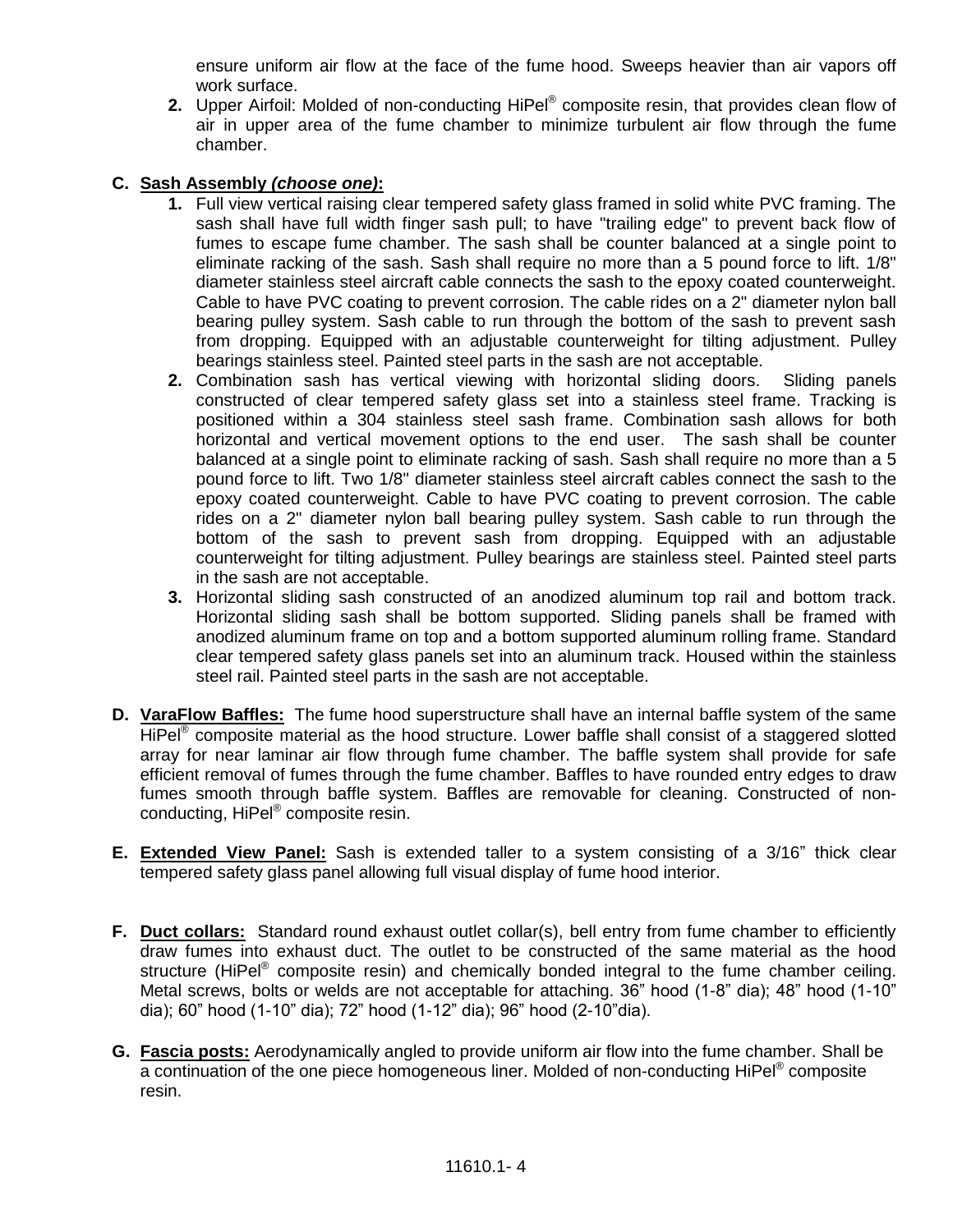ensure uniform air flow at the face of the fume hood. Sweeps heavier than air vapors off work surface.

2. Upper Airfoil: Molded of non-conducting HiPel® composite resin, that provides clean flow of air in upper area of the fume chamber to minimize turbulent air flow through the fume chamber.

**C. Sash Assembly *(choose one)*:**

1. Full view vertical raising clear tempered safety glass framed in solid white PVC framing. The sash shall have full width finger sash pull; to have "trailing edge" to prevent back flow of fumes to escape fume chamber. The sash shall be counter balanced at a single point to eliminate racking of the sash. Sash shall require no more than a 5 pound force to lift. 1/8" diameter stainless steel aircraft cable connects the sash to the epoxy coated counterweight. Cable to have PVC coating to prevent corrosion. The cable rides on a 2" diameter nylon ball bearing pulley system. Sash cable to run through the bottom of the sash to prevent sash from dropping. Equipped with an adjustable counterweight for tilting adjustment. Pulley bearings stainless steel. Painted steel parts in the sash are not acceptable.
2. Combination sash has vertical viewing with horizontal sliding doors. Sliding panels constructed of clear tempered safety glass set into a stainless steel frame. Tracking is positioned within a 304 stainless steel sash frame. Combination sash allows for both horizontal and vertical movement options to the end user. The sash shall be counter balanced at a single point to eliminate racking of sash. Sash shall require no more than a 5 pound force to lift. Two 1/8" diameter stainless steel aircraft cables connect the sash to the epoxy coated counterweight. Cable to have PVC coating to prevent corrosion. The cable rides on a 2" diameter nylon ball bearing pulley system. Sash cable to run through the bottom of the sash to prevent sash from dropping. Equipped with an adjustable counterweight for tilting adjustment. Pulley bearings are stainless steel. Painted steel parts in the sash are not acceptable.
3. Horizontal sliding sash constructed of an anodized aluminum top rail and bottom track. Horizontal sliding sash shall be bottom supported. Sliding panels shall be framed with anodized aluminum frame on top and a bottom supported aluminum rolling frame. Standard clear tempered safety glass panels set into an aluminum track. Housed within the stainless steel rail. Painted steel parts in the sash are not acceptable.

**D. VaraFlow Baffles:** The fume hood superstructure shall have an internal baffle system of the same HiPel® composite material as the hood structure. Lower baffle shall consist of a staggered slotted array for near laminar air flow through fume chamber. The baffle system shall provide for safe efficient removal of fumes through the fume chamber. Baffles to have rounded entry edges to draw fumes smooth through baffle system. Baffles are removable for cleaning. Constructed of non-conducting, HiPel® composite resin.

**E. Extended View Panel:** Sash is extended taller to a system consisting of a 3/16" thick clear tempered safety glass panel allowing full visual display of fume hood interior.

**F. Duct collars:** Standard round exhaust outlet collar(s), bell entry from fume chamber to efficiently draw fumes into exhaust duct. The outlet to be constructed of the same material as the hood structure (HiPel® composite resin) and chemically bonded integral to the fume chamber ceiling. Metal screws, bolts or welds are not acceptable for attaching. 36" hood (1-8" dia); 48" hood (1-10" dia); 60" hood (1-10" dia); 72" hood (1-12" dia); 96" hood (2-10"dia).

**G. Fascia posts:** Aerodynamically angled to provide uniform air flow into the fume chamber. Shall be a continuation of the one piece homogeneous liner. Molded of non-conducting HiPel® composite resin.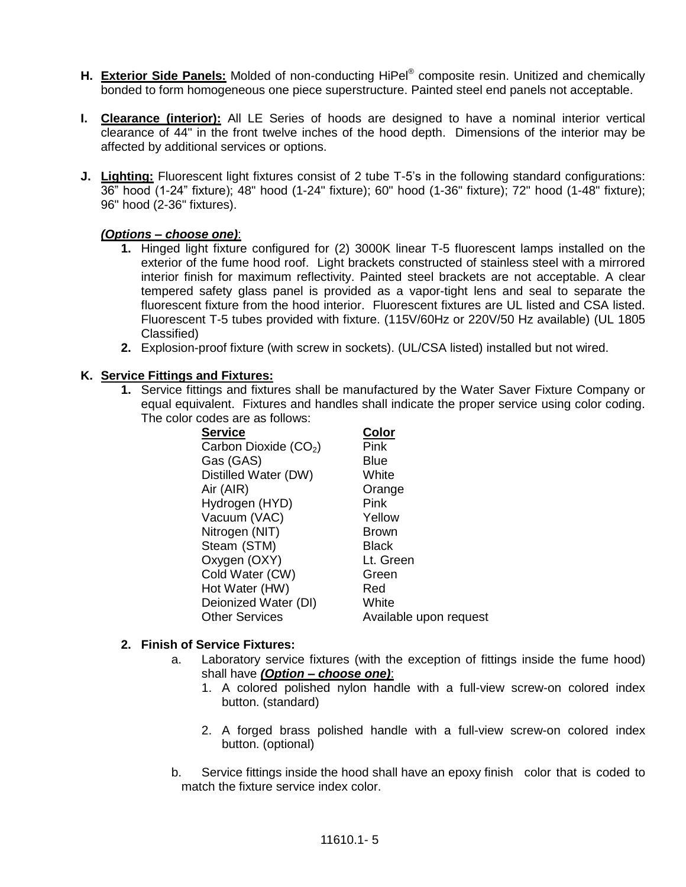**H.** **Exterior Side Panels:** Molded of non-conducting HiPel® composite resin. Unitized and chemically bonded to form homogeneous one piece superstructure. Painted steel end panels not acceptable.

**I.** **Clearance (interior):** All LE Series of hoods are designed to have a nominal interior vertical clearance of 44" in the front twelve inches of the hood depth. Dimensions of the interior may be affected by additional services or options.

**J.** **Lighting:** Fluorescent light fixtures consist of 2 tube T-5's in the following standard configurations: 36" hood (1-24" fixture); 48" hood (1-24" fixture); 60" hood (1-36" fixture); 72" hood (1-48" fixture); 96" hood (2-36" fixtures).

***(Options – choose one)***:

1. Hinged light fixture configured for (2) 3000K linear T-5 fluorescent lamps installed on the exterior of the fume hood roof. Light brackets constructed of stainless steel with a mirrored interior finish for maximum reflectivity. Painted steel brackets are not acceptable. A clear tempered safety glass panel is provided as a vapor-tight lens and seal to separate the fluorescent fixture from the hood interior. Fluorescent fixtures are UL listed and CSA listed. Fluorescent T-5 tubes provided with fixture. (115V/60Hz or 220V/50 Hz available) (UL 1805 Classified)
2. Explosion-proof fixture (with screw in sockets). (UL/CSA listed) installed but not wired.

**K.** **Service Fittings and Fixtures:**

1. Service fittings and fixtures shall be manufactured by the Water Saver Fixture Company or equal equivalent. Fixtures and handles shall indicate the proper service using color coding. The color codes are as follows:

| Service | Color |
|---|---|
| Carbon Dioxide ($CO_2$) | Pink |
| Gas (GAS) | Blue |
| Distilled Water (DW) | White |
| Air (AIR) | Orange |
| Hydrogen (HYD) | Pink |
| Vacuum (VAC) | Yellow |
| Nitrogen (NIT) | Brown |
| Steam (STM) | Black |
| Oxygen (OXY) | Lt. Green |
| Cold Water (CW) | Green |
| Hot Water (HW) | Red |
| Deionized Water (DI) | White |
| Other Services | Available upon request |

**2. Finish of Service Fixtures:**

a. Laboratory service fixtures (with the exception of fittings inside the fume hood) shall have ***(Option – choose one)***:

1. A colored polished nylon handle with a full-view screw-on colored index button. (standard)
2. A forged brass polished handle with a full-view screw-on colored index button. (optional)

b. Service fittings inside the hood shall have an epoxy finish color that is coded to match the fixture service index color.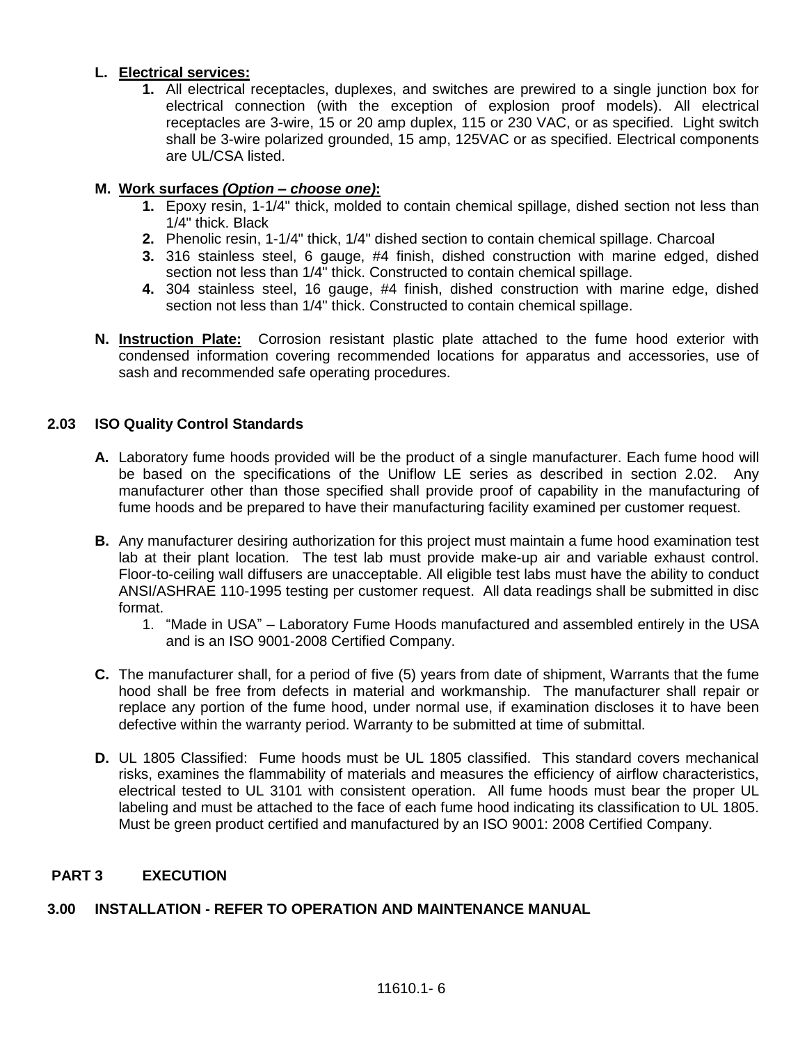**L. Electrical services:**

1. All electrical receptacles, duplexes, and switches are prewired to a single junction box for electrical connection (with the exception of explosion proof models). All electrical receptacles are 3-wire, 15 or 20 amp duplex, 115 or 230 VAC, or as specified. Light switch shall be 3-wire polarized grounded, 15 amp, 125VAC or as specified. Electrical components are UL/CSA listed.

**M. Work surfaces *(Option – choose one)*:**

1. Epoxy resin, 1-1/4" thick, molded to contain chemical spillage, dished section not less than 1/4" thick. Black
2. Phenolic resin, 1-1/4" thick, 1/4" dished section to contain chemical spillage. Charcoal
3. 316 stainless steel, 6 gauge, #4 finish, dished construction with marine edged, dished section not less than 1/4" thick. Constructed to contain chemical spillage.
4. 304 stainless steel, 16 gauge, #4 finish, dished construction with marine edge, dished section not less than 1/4" thick. Constructed to contain chemical spillage.

**N. Instruction Plate:** Corrosion resistant plastic plate attached to the fume hood exterior with condensed information covering recommended locations for apparatus and accessories, use of sash and recommended safe operating procedures.

## 2.03 ISO Quality Control Standards

**A.** Laboratory fume hoods provided will be the product of a single manufacturer. Each fume hood will be based on the specifications of the Uniflow LE series as described in section 2.02. Any manufacturer other than those specified shall provide proof of capability in the manufacturing of fume hoods and be prepared to have their manufacturing facility examined per customer request.

**B.** Any manufacturer desiring authorization for this project must maintain a fume hood examination test lab at their plant location. The test lab must provide make-up air and variable exhaust control. Floor-to-ceiling wall diffusers are unacceptable. All eligible test labs must have the ability to conduct ANSI/ASHRAE 110-1995 testing per customer request. All data readings shall be submitted in disc format.

1. "Made in USA" – Laboratory Fume Hoods manufactured and assembled entirely in the USA and is an ISO 9001-2008 Certified Company.

**C.** The manufacturer shall, for a period of five (5) years from date of shipment, Warrants that the fume hood shall be free from defects in material and workmanship. The manufacturer shall repair or replace any portion of the fume hood, under normal use, if examination discloses it to have been defective within the warranty period. Warranty to be submitted at time of submittal.

**D.** UL 1805 Classified: Fume hoods must be UL 1805 classified. This standard covers mechanical risks, examines the flammability of materials and measures the efficiency of airflow characteristics, electrical tested to UL 3101 with consistent operation. All fume hoods must bear the proper UL labeling and must be attached to the face of each fume hood indicating its classification to UL 1805. Must be green product certified and manufactured by an ISO 9001: 2008 Certified Company.

# PART 3 EXECUTION

## 3.00 INSTALLATION - REFER TO OPERATION AND MAINTENANCE MANUAL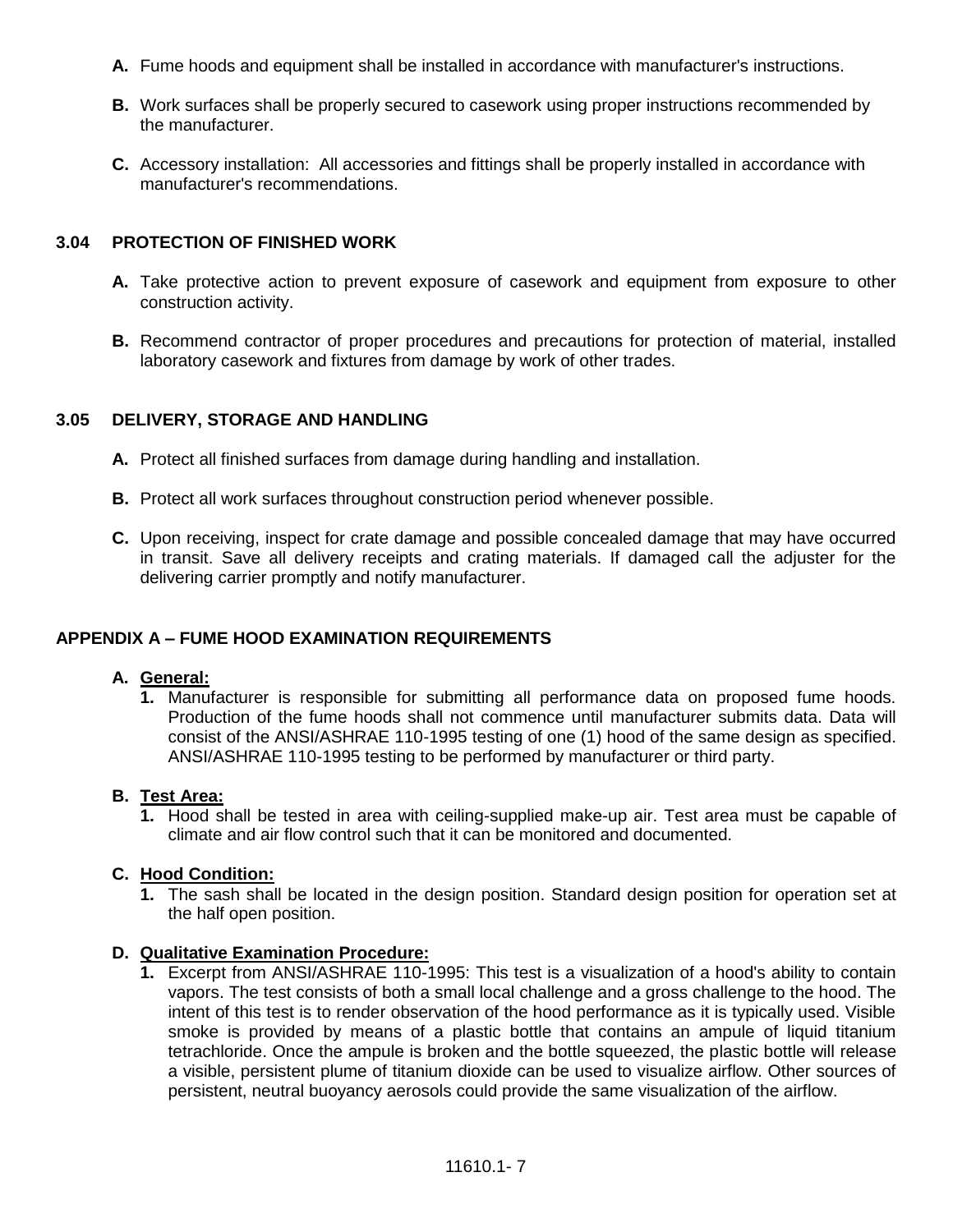**A.** Fume hoods and equipment shall be installed in accordance with manufacturer's instructions.

**B.** Work surfaces shall be properly secured to casework using proper instructions recommended by the manufacturer.

**C.** Accessory installation: All accessories and fittings shall be properly installed in accordance with manufacturer's recommendations.

### 3.04 PROTECTION OF FINISHED WORK

**A.** Take protective action to prevent exposure of casework and equipment from exposure to other construction activity.

**B.** Recommend contractor of proper procedures and precautions for protection of material, installed laboratory casework and fixtures from damage by work of other trades.

### 3.05 DELIVERY, STORAGE AND HANDLING

**A.** Protect all finished surfaces from damage during handling and installation.

**B.** Protect all work surfaces throughout construction period whenever possible.

**C.** Upon receiving, inspect for crate damage and possible concealed damage that may have occurred in transit. Save all delivery receipts and crating materials. If damaged call the adjuster for the delivering carrier promptly and notify manufacturer.

## APPENDIX A – FUME HOOD EXAMINATION REQUIREMENTS

**A. General:**

**1.** Manufacturer is responsible for submitting all performance data on proposed fume hoods. Production of the fume hoods shall not commence until manufacturer submits data. Data will consist of the ANSI/ASHRAE 110-1995 testing of one (1) hood of the same design as specified. ANSI/ASHRAE 110-1995 testing to be performed by manufacturer or third party.

**B. Test Area:**

**1.** Hood shall be tested in area with ceiling-supplied make-up air. Test area must be capable of climate and air flow control such that it can be monitored and documented.

**C. Hood Condition:**

**1.** The sash shall be located in the design position. Standard design position for operation set at the half open position.

**D. Qualitative Examination Procedure:**

**1.** Excerpt from ANSI/ASHRAE 110-1995: This test is a visualization of a hood's ability to contain vapors. The test consists of both a small local challenge and a gross challenge to the hood. The intent of this test is to render observation of the hood performance as it is typically used. Visible smoke is provided by means of a plastic bottle that contains an ampule of liquid titanium tetrachloride. Once the ampule is broken and the bottle squeezed, the plastic bottle will release a visible, persistent plume of titanium dioxide can be used to visualize airflow. Other sources of persistent, neutral buoyancy aerosols could provide the same visualization of the airflow.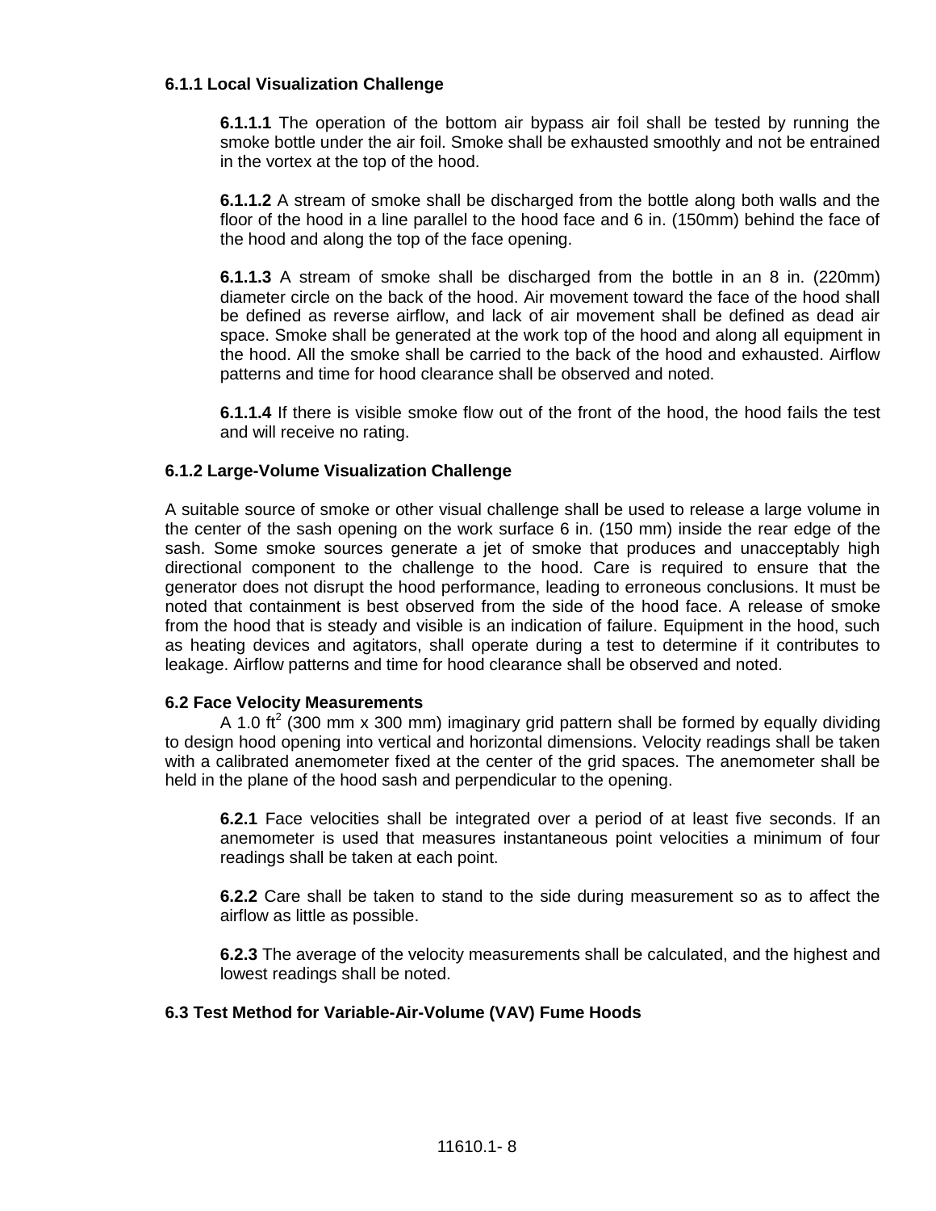### 6.1.1 Local Visualization Challenge

**6.1.1.1** The operation of the bottom air bypass air foil shall be tested by running the smoke bottle under the air foil. Smoke shall be exhausted smoothly and not be entrained in the vortex at the top of the hood.

**6.1.1.2** A stream of smoke shall be discharged from the bottle along both walls and the floor of the hood in a line parallel to the hood face and 6 in. (150mm) behind the face of the hood and along the top of the face opening.

**6.1.1.3** A stream of smoke shall be discharged from the bottle in an 8 in. (220mm) diameter circle on the back of the hood. Air movement toward the face of the hood shall be defined as reverse airflow, and lack of air movement shall be defined as dead air space. Smoke shall be generated at the work top of the hood and along all equipment in the hood. All the smoke shall be carried to the back of the hood and exhausted. Airflow patterns and time for hood clearance shall be observed and noted.

**6.1.1.4** If there is visible smoke flow out of the front of the hood, the hood fails the test and will receive no rating.

### 6.1.2 Large-Volume Visualization Challenge

A suitable source of smoke or other visual challenge shall be used to release a large volume in the center of the sash opening on the work surface 6 in. (150 mm) inside the rear edge of the sash. Some smoke sources generate a jet of smoke that produces and unacceptably high directional component to the challenge to the hood. Care is required to ensure that the generator does not disrupt the hood performance, leading to erroneous conclusions. It must be noted that containment is best observed from the side of the hood face. A release of smoke from the hood that is steady and visible is an indication of failure. Equipment in the hood, such as heating devices and agitators, shall operate during a test to determine if it contributes to leakage. Airflow patterns and time for hood clearance shall be observed and noted.

### 6.2 Face Velocity Measurements

A 1.0 $ft^2$ (300 mm x 300 mm) imaginary grid pattern shall be formed by equally dividing to design hood opening into vertical and horizontal dimensions. Velocity readings shall be taken with a calibrated anemometer fixed at the center of the grid spaces. The anemometer shall be held in the plane of the hood sash and perpendicular to the opening.

**6.2.1** Face velocities shall be integrated over a period of at least five seconds. If an anemometer is used that measures instantaneous point velocities a minimum of four readings shall be taken at each point.

**6.2.2** Care shall be taken to stand to the side during measurement so as to affect the airflow as little as possible.

**6.2.3** The average of the velocity measurements shall be calculated, and the highest and lowest readings shall be noted.

### 6.3 Test Method for Variable-Air-Volume (VAV) Fume Hoods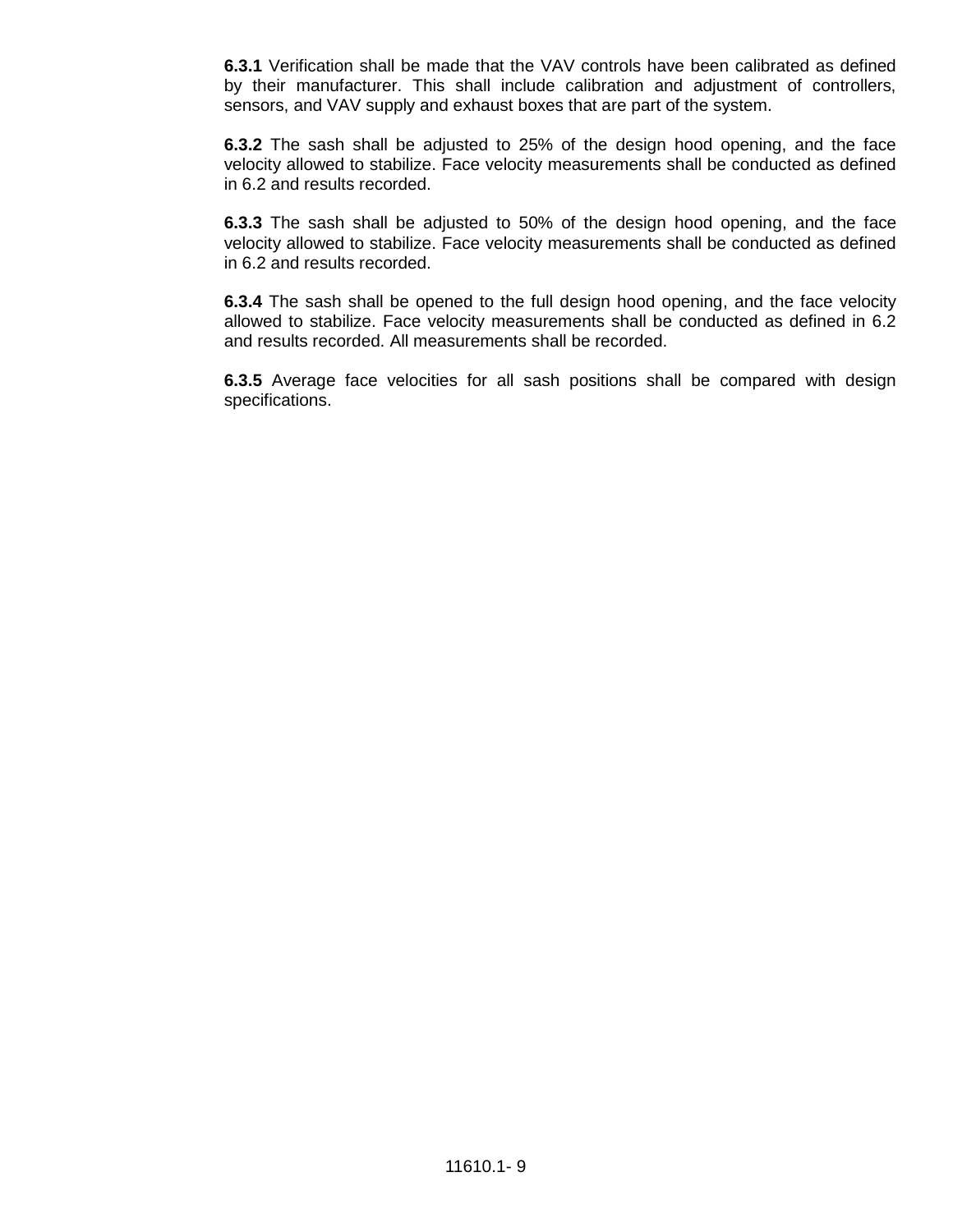**6.3.1** Verification shall be made that the VAV controls have been calibrated as defined by their manufacturer. This shall include calibration and adjustment of controllers, sensors, and VAV supply and exhaust boxes that are part of the system.

**6.3.2** The sash shall be adjusted to 25% of the design hood opening, and the face velocity allowed to stabilize. Face velocity measurements shall be conducted as defined in 6.2 and results recorded.

**6.3.3** The sash shall be adjusted to 50% of the design hood opening, and the face velocity allowed to stabilize. Face velocity measurements shall be conducted as defined in 6.2 and results recorded.

**6.3.4** The sash shall be opened to the full design hood opening, and the face velocity allowed to stabilize. Face velocity measurements shall be conducted as defined in 6.2 and results recorded. All measurements shall be recorded.

**6.3.5** Average face velocities for all sash positions shall be compared with design specifications.